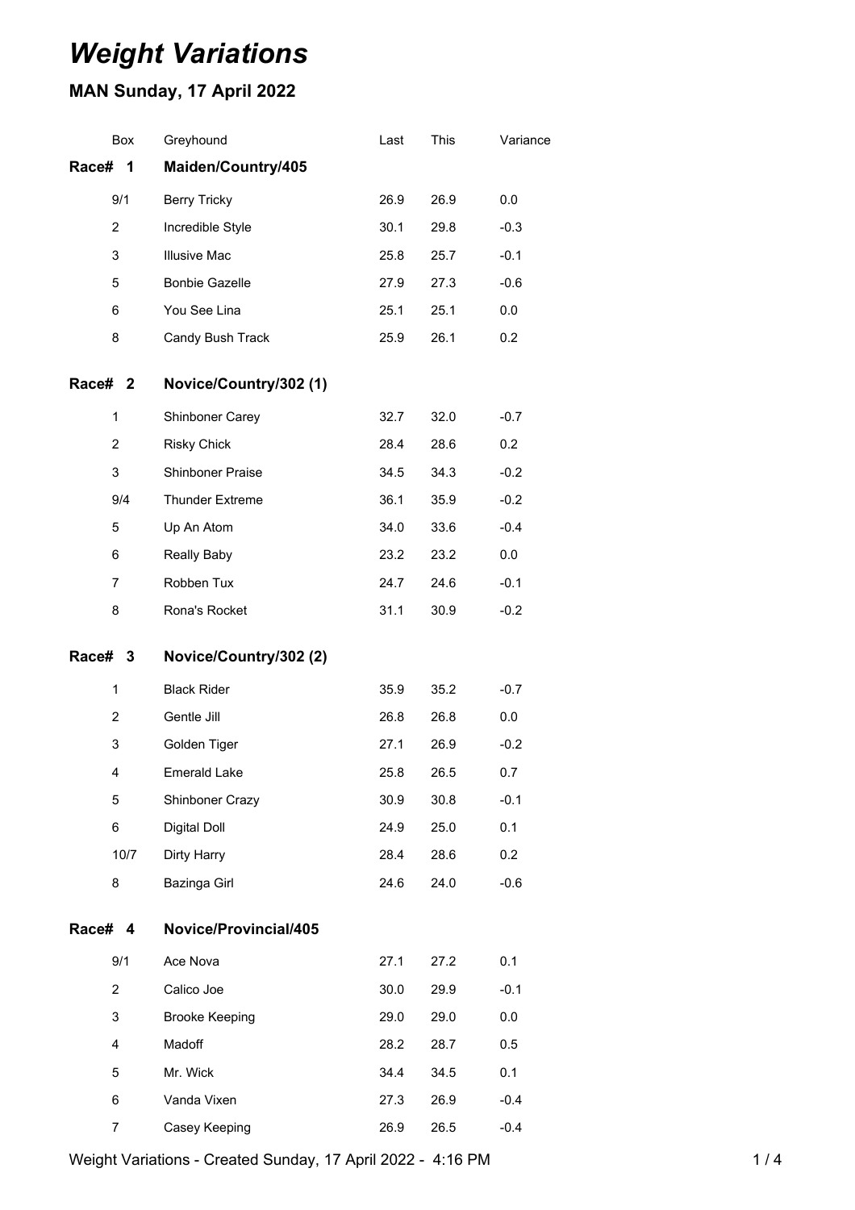# *Weight Variations*

## MAN Sunday, 17 April 2022

| Box | Greyhound | Last | This | Variance |
|---|---|---|---|---|
| **Race# 1** | **Maiden/Country/405** | | | |
| 9/1 | Berry Tricky | 26.9 | 26.9 | 0.0 |
| 2 | Incredible Style | 30.1 | 29.8 | -0.3 |
| 3 | Illusive Mac | 25.8 | 25.7 | -0.1 |
| 5 | Bonbie Gazelle | 27.9 | 27.3 | -0.6 |
| 6 | You See Lina | 25.1 | 25.1 | 0.0 |
| 8 | Candy Bush Track | 25.9 | 26.1 | 0.2 |
| **Race# 2** | **Novice/Country/302 (1)** | | | |
| 1 | Shinboner Carey | 32.7 | 32.0 | -0.7 |
| 2 | Risky Chick | 28.4 | 28.6 | 0.2 |
| 3 | Shinboner Praise | 34.5 | 34.3 | -0.2 |
| 9/4 | Thunder Extreme | 36.1 | 35.9 | -0.2 |
| 5 | Up An Atom | 34.0 | 33.6 | -0.4 |
| 6 | Really Baby | 23.2 | 23.2 | 0.0 |
| 7 | Robben Tux | 24.7 | 24.6 | -0.1 |
| 8 | Rona's Rocket | 31.1 | 30.9 | -0.2 |
| **Race# 3** | **Novice/Country/302 (2)** | | | |
| 1 | Black Rider | 35.9 | 35.2 | -0.7 |
| 2 | Gentle Jill | 26.8 | 26.8 | 0.0 |
| 3 | Golden Tiger | 27.1 | 26.9 | -0.2 |
| 4 | Emerald Lake | 25.8 | 26.5 | 0.7 |
| 5 | Shinboner Crazy | 30.9 | 30.8 | -0.1 |
| 6 | Digital Doll | 24.9 | 25.0 | 0.1 |
| 10/7 | Dirty Harry | 28.4 | 28.6 | 0.2 |
| 8 | Bazinga Girl | 24.6 | 24.0 | -0.6 |
| **Race# 4** | **Novice/Provincial/405** | | | |
| 9/1 | Ace Nova | 27.1 | 27.2 | 0.1 |
| 2 | Calico Joe | 30.0 | 29.9 | -0.1 |
| 3 | Brooke Keeping | 29.0 | 29.0 | 0.0 |
| 4 | Madoff | 28.2 | 28.7 | 0.5 |
| 5 | Mr. Wick | 34.4 | 34.5 | 0.1 |
| 6 | Vanda Vixen | 27.3 | 26.9 | -0.4 |
| 7 | Casey Keeping | 26.9 | 26.5 | -0.4 |

Weight Variations - Created Sunday, 17 April 2022 - 4:16 PM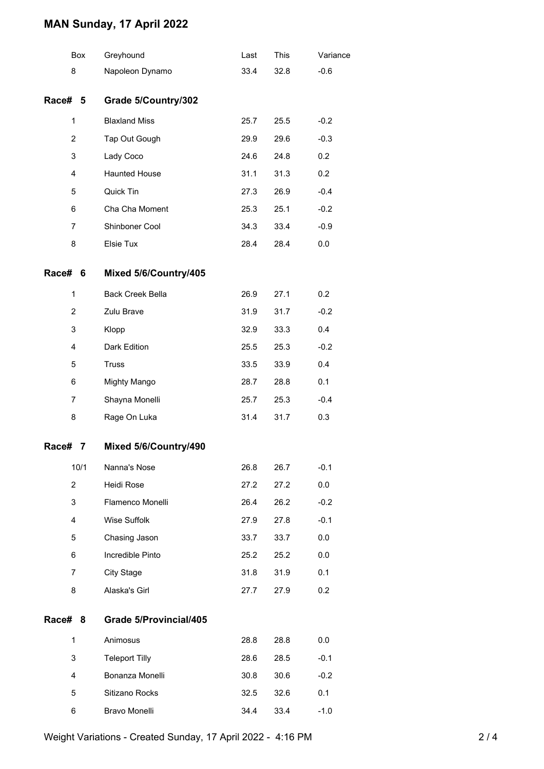# MAN Sunday, 17 April 2022

| Box | Greyhound | Last | This | Variance |
|---|---|---|---|---|
| 8 | Napoleon Dynamo | 33.4 | 32.8 | -0.6 |

## Race# 5 Grade 5/Country/302

| Box | Greyhound | Last | This | Variance |
|---|---|---|---|---|
| 1 | Blaxland Miss | 25.7 | 25.5 | -0.2 |
| 2 | Tap Out Gough | 29.9 | 29.6 | -0.3 |
| 3 | Lady Coco | 24.6 | 24.8 | 0.2 |
| 4 | Haunted House | 31.1 | 31.3 | 0.2 |
| 5 | Quick Tin | 27.3 | 26.9 | -0.4 |
| 6 | Cha Cha Moment | 25.3 | 25.1 | -0.2 |
| 7 | Shinboner Cool | 34.3 | 33.4 | -0.9 |
| 8 | Elsie Tux | 28.4 | 28.4 | 0.0 |

## Race# 6 Mixed 5/6/Country/405

| Box | Greyhound | Last | This | Variance |
|---|---|---|---|---|
| 1 | Back Creek Bella | 26.9 | 27.1 | 0.2 |
| 2 | Zulu Brave | 31.9 | 31.7 | -0.2 |
| 3 | Klopp | 32.9 | 33.3 | 0.4 |
| 4 | Dark Edition | 25.5 | 25.3 | -0.2 |
| 5 | Truss | 33.5 | 33.9 | 0.4 |
| 6 | Mighty Mango | 28.7 | 28.8 | 0.1 |
| 7 | Shayna Monelli | 25.7 | 25.3 | -0.4 |
| 8 | Rage On Luka | 31.4 | 31.7 | 0.3 |

## Race# 7 Mixed 5/6/Country/490

| Box | Greyhound | Last | This | Variance |
|---|---|---|---|---|
| 10/1 | Nanna's Nose | 26.8 | 26.7 | -0.1 |
| 2 | Heidi Rose | 27.2 | 27.2 | 0.0 |
| 3 | Flamenco Monelli | 26.4 | 26.2 | -0.2 |
| 4 | Wise Suffolk | 27.9 | 27.8 | -0.1 |
| 5 | Chasing Jason | 33.7 | 33.7 | 0.0 |
| 6 | Incredible Pinto | 25.2 | 25.2 | 0.0 |
| 7 | City Stage | 31.8 | 31.9 | 0.1 |
| 8 | Alaska's Girl | 27.7 | 27.9 | 0.2 |

## Race# 8 Grade 5/Provincial/405

| Box | Greyhound | Last | This | Variance |
|---|---|---|---|---|
| 1 | Animosus | 28.8 | 28.8 | 0.0 |
| 3 | Teleport Tilly | 28.6 | 28.5 | -0.1 |
| 4 | Bonanza Monelli | 30.8 | 30.6 | -0.2 |
| 5 | Sitizano Rocks | 32.5 | 32.6 | 0.1 |
| 6 | Bravo Monelli | 34.4 | 33.4 | -1.0 |

Weight Variations - Created Sunday, 17 April 2022 - 4:16 PM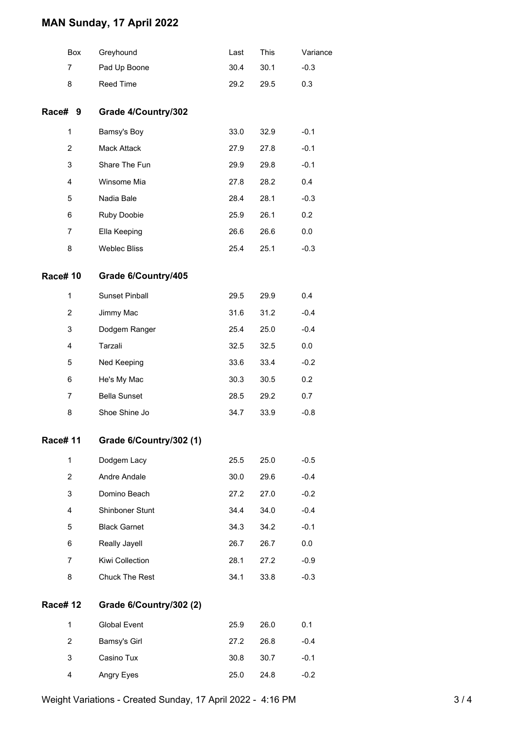# MAN Sunday, 17 April 2022

| Box | Greyhound | Last | This | Variance |
|---|---|---|---|---|
| 7 | Pad Up Boone | 30.4 | 30.1 | -0.3 |
| 8 | Reed Time | 29.2 | 29.5 | 0.3 |

## Race# 9 Grade 4/Country/302

| Box | Greyhound | Last | This | Variance |
|---|---|---|---|---|
| 1 | Bamsy's Boy | 33.0 | 32.9 | -0.1 |
| 2 | Mack Attack | 27.9 | 27.8 | -0.1 |
| 3 | Share The Fun | 29.9 | 29.8 | -0.1 |
| 4 | Winsome Mia | 27.8 | 28.2 | 0.4 |
| 5 | Nadia Bale | 28.4 | 28.1 | -0.3 |
| 6 | Ruby Doobie | 25.9 | 26.1 | 0.2 |
| 7 | Ella Keeping | 26.6 | 26.6 | 0.0 |
| 8 | Weblec Bliss | 25.4 | 25.1 | -0.3 |

## Race# 10 Grade 6/Country/405

| Box | Greyhound | Last | This | Variance |
|---|---|---|---|---|
| 1 | Sunset Pinball | 29.5 | 29.9 | 0.4 |
| 2 | Jimmy Mac | 31.6 | 31.2 | -0.4 |
| 3 | Dodgem Ranger | 25.4 | 25.0 | -0.4 |
| 4 | Tarzali | 32.5 | 32.5 | 0.0 |
| 5 | Ned Keeping | 33.6 | 33.4 | -0.2 |
| 6 | He's My Mac | 30.3 | 30.5 | 0.2 |
| 7 | Bella Sunset | 28.5 | 29.2 | 0.7 |
| 8 | Shoe Shine Jo | 34.7 | 33.9 | -0.8 |

## Race# 11 Grade 6/Country/302 (1)

| Box | Greyhound | Last | This | Variance |
|---|---|---|---|---|
| 1 | Dodgem Lacy | 25.5 | 25.0 | -0.5 |
| 2 | Andre Andale | 30.0 | 29.6 | -0.4 |
| 3 | Domino Beach | 27.2 | 27.0 | -0.2 |
| 4 | Shinboner Stunt | 34.4 | 34.0 | -0.4 |
| 5 | Black Garnet | 34.3 | 34.2 | -0.1 |
| 6 | Really Jayell | 26.7 | 26.7 | 0.0 |
| 7 | Kiwi Collection | 28.1 | 27.2 | -0.9 |
| 8 | Chuck The Rest | 34.1 | 33.8 | -0.3 |

## Race# 12 Grade 6/Country/302 (2)

| Box | Greyhound | Last | This | Variance |
|---|---|---|---|---|
| 1 | Global Event | 25.9 | 26.0 | 0.1 |
| 2 | Bamsy's Girl | 27.2 | 26.8 | -0.4 |
| 3 | Casino Tux | 30.8 | 30.7 | -0.1 |
| 4 | Angry Eyes | 25.0 | 24.8 | -0.2 |

Weight Variations - Created Sunday, 17 April 2022 - 4:16 PM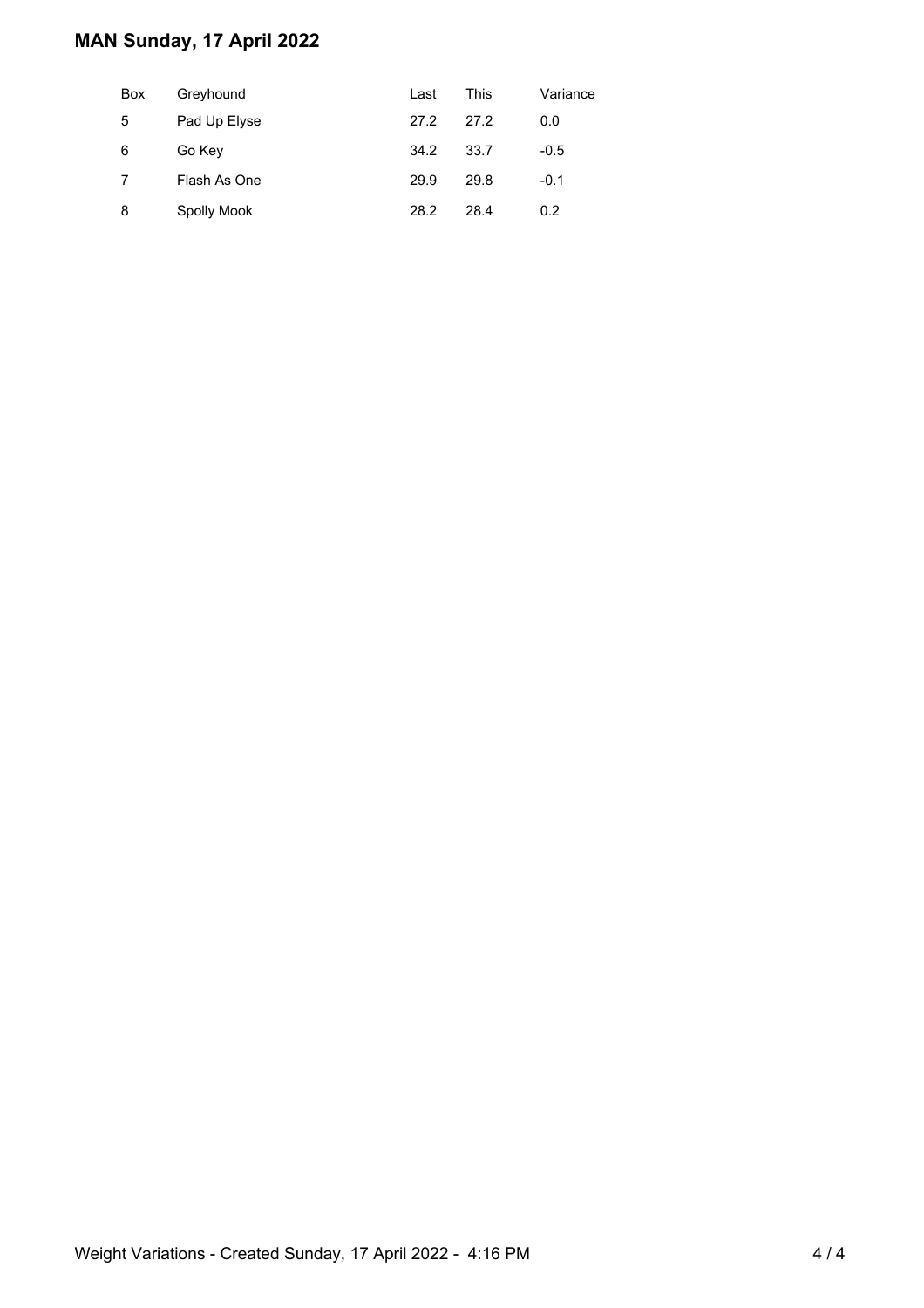## MAN Sunday, 17 April 2022

| Box | Greyhound | Last | This | Variance |
| --- | --- | --- | --- | --- |
| 5 | Pad Up Elyse | 27.2 | 27.2 | 0.0 |
| 6 | Go Key | 34.2 | 33.7 | -0.5 |
| 7 | Flash As One | 29.9 | 29.8 | -0.1 |
| 8 | Spolly Mook | 28.2 | 28.4 | 0.2 |

Weight Variations - Created Sunday, 17 April 2022 - 4:16 PM